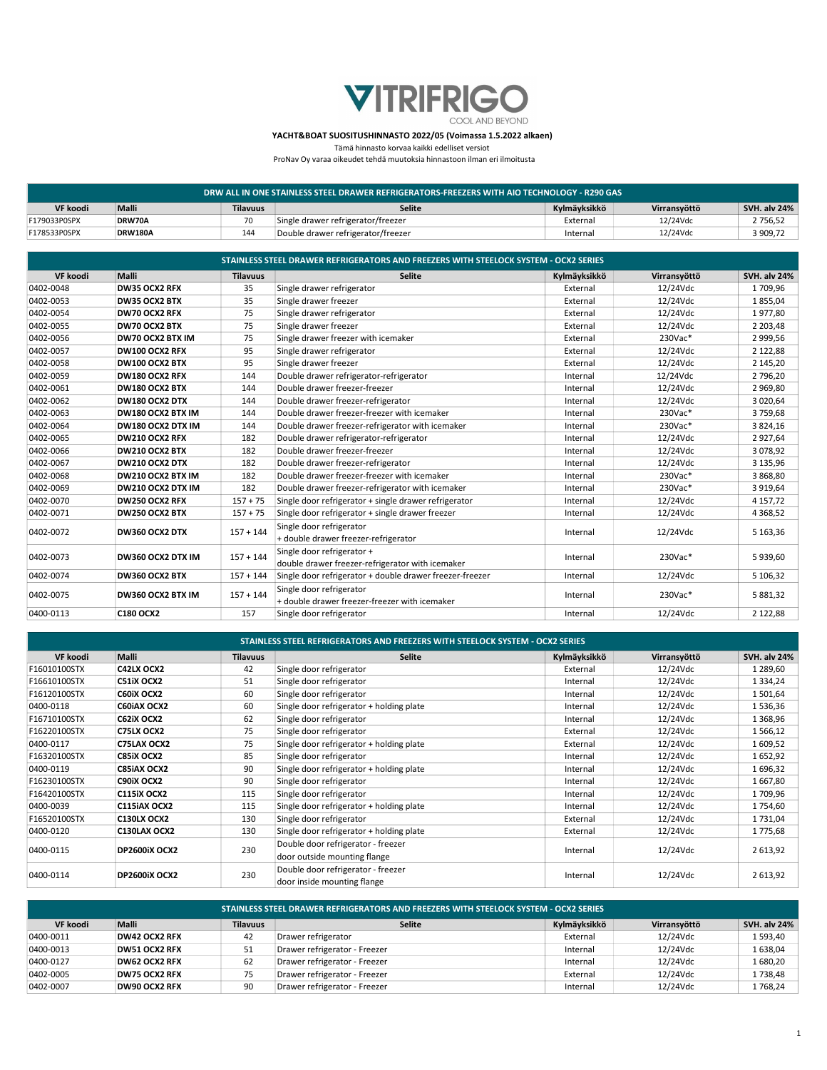# VITRIFRIGO

COOL AND BEYOND

**YACHT&BOAT SUOSITUSHINNASTO 2022/05 (Voimassa 1.5.2022 alkaen)**

Tämä hinnasto korvaa kaikki edelliset versiot

ProNav Oy varaa oikeudet tehdä muutoksia hinnastoon ilman eri ilmoitusta

**DRW ALL IN ONE STAINLESS STEEL DRAWER REFRIGERATORS-FREEZERS WITH AIO TECHNOLOGY - R290 GAS**

| VF koodi | Malli | Tilavuus | Selite | Kylmäyksikkö | Virransyöttö | SVH. alv 24% |
|---|---|---|---|---|---|---|
| F179033P0SPX | DRW70A | 70 | Single drawer refrigerator/freezer | External | 12/24Vdc | 2 756,52 |
| F178533P0SPX | DRW180A | 144 | Double drawer refrigerator/freezer | Internal | 12/24Vdc | 3 909,72 |

**STAINLESS STEEL DRAWER REFRIGERATORS AND FREEZERS WITH STEELOCK SYSTEM - OCX2 SERIES**

| VF koodi | Malli | Tilavuus | Selite | Kylmäyksikkö | Virransyöttö | SVH. alv 24% |
|---|---|---|---|---|---|---|
| 0402-0048 | DW35 OCX2 RFX | 35 | Single drawer refrigerator | External | 12/24Vdc | 1 709,96 |
| 0402-0053 | DW35 OCX2 BTX | 35 | Single drawer freezer | External | 12/24Vdc | 1 855,04 |
| 0402-0054 | DW70 OCX2 RFX | 75 | Single drawer refrigerator | External | 12/24Vdc | 1 977,80 |
| 0402-0055 | DW70 OCX2 BTX | 75 | Single drawer freezer | External | 12/24Vdc | 2 203,48 |
| 0402-0056 | DW70 OCX2 BTX IM | 75 | Single drawer freezer with icemaker | External | 230Vac* | 2 999,56 |
| 0402-0057 | DW100 OCX2 RFX | 95 | Single drawer refrigerator | External | 12/24Vdc | 2 122,88 |
| 0402-0058 | DW100 OCX2 BTX | 95 | Single drawer freezer | External | 12/24Vdc | 2 145,20 |
| 0402-0059 | DW180 OCX2 RFX | 144 | Double drawer refrigerator-refrigerator | Internal | 12/24Vdc | 2 796,20 |
| 0402-0061 | DW180 OCX2 BTX | 144 | Double drawer freezer-freezer | Internal | 12/24Vdc | 2 969,80 |
| 0402-0062 | DW180 OCX2 DTX | 144 | Double drawer freezer-refrigerator | Internal | 12/24Vdc | 3 020,64 |
| 0402-0063 | DW180 OCX2 BTX IM | 144 | Double drawer freezer-freezer with icemaker | Internal | 230Vac* | 3 759,68 |
| 0402-0064 | DW180 OCX2 DTX IM | 144 | Double drawer freezer-refrigerator with icemaker | Internal | 230Vac* | 3 824,16 |
| 0402-0065 | DW210 OCX2 RFX | 182 | Double drawer refrigerator-refrigerator | Internal | 12/24Vdc | 2 927,64 |
| 0402-0066 | DW210 OCX2 BTX | 182 | Double drawer freezer-freezer | Internal | 12/24Vdc | 3 078,92 |
| 0402-0067 | DW210 OCX2 DTX | 182 | Double drawer freezer-refrigerator | Internal | 12/24Vdc | 3 135,96 |
| 0402-0068 | DW210 OCX2 BTX IM | 182 | Double drawer freezer-freezer with icemaker | Internal | 230Vac* | 3 868,80 |
| 0402-0069 | DW210 OCX2 DTX IM | 182 | Double drawer freezer-refrigerator with icemaker | Internal | 230Vac* | 3 919,64 |
| 0402-0070 | DW250 OCX2 RFX | 157 + 75 | Single door refrigerator + single drawer refrigerator | Internal | 12/24Vdc | 4 157,72 |
| 0402-0071 | DW250 OCX2 BTX | 157 + 75 | Single door refrigerator + single drawer freezer | Internal | 12/24Vdc | 4 368,52 |
| 0402-0072 | DW360 OCX2 DTX | 157 + 144 | Single door refrigerator + double drawer freezer-refrigerator | Internal | 12/24Vdc | 5 163,36 |
| 0402-0073 | DW360 OCX2 DTX IM | 157 + 144 | Single door refrigerator + double drawer freezer-refrigerator with icemaker | Internal | 230Vac* | 5 939,60 |
| 0402-0074 | DW360 OCX2 BTX | 157 + 144 | Single door refrigerator + double drawer freezer-freezer | Internal | 12/24Vdc | 5 106,32 |
| 0402-0075 | DW360 OCX2 BTX IM | 157 + 144 | Single door refrigerator + double drawer freezer-freezer with icemaker | Internal | 230Vac* | 5 881,32 |
| 0400-0113 | C180 OCX2 | 157 | Single door refrigerator | Internal | 12/24Vdc | 2 122,88 |

**STAINLESS STEEL REFRIGERATORS AND FREEZERS WITH STEELOCK SYSTEM - OCX2 SERIES**

| VF koodi | Malli | Tilavuus | Selite | Kylmäyksikkö | Virransyöttö | SVH. alv 24% |
|---|---|---|---|---|---|---|
| F16010100STX | C42LX OCX2 | 42 | Single door refrigerator | External | 12/24Vdc | 1 289,60 |
| F16610100STX | C51iX OCX2 | 51 | Single door refrigerator | Internal | 12/24Vdc | 1 334,24 |
| F16120100STX | C60iX OCX2 | 60 | Single door refrigerator | Internal | 12/24Vdc | 1 501,64 |
| 0400-0118 | C60iAX OCX2 | 60 | Single door refrigerator + holding plate | Internal | 12/24Vdc | 1 536,36 |
| F16710100STX | C62iX OCX2 | 62 | Single door refrigerator | Internal | 12/24Vdc | 1 368,96 |
| F16220100STX | C75LX OCX2 | 75 | Single door refrigerator | External | 12/24Vdc | 1 566,12 |
| 0400-0117 | C75LAX OCX2 | 75 | Single door refrigerator + holding plate | External | 12/24Vdc | 1 609,52 |
| F16320100STX | C85iX OCX2 | 85 | Single door refrigerator | Internal | 12/24Vdc | 1 652,92 |
| 0400-0119 | C85iAX OCX2 | 90 | Single door refrigerator + holding plate | Internal | 12/24Vdc | 1 696,32 |
| F16230100STX | C90iX OCX2 | 90 | Single door refrigerator | Internal | 12/24Vdc | 1 667,80 |
| F16420100STX | C115iX OCX2 | 115 | Single door refrigerator | Internal | 12/24Vdc | 1 709,96 |
| 0400-0039 | C115iAX OCX2 | 115 | Single door refrigerator + holding plate | Internal | 12/24Vdc | 1 754,60 |
| F16520100STX | C130LX OCX2 | 130 | Single door refrigerator | External | 12/24Vdc | 1 731,04 |
| 0400-0120 | C130LAX OCX2 | 130 | Single door refrigerator + holding plate | External | 12/24Vdc | 1 775,68 |
| 0400-0115 | DP2600iX OCX2 | 230 | Double door refrigerator - freezer door outside mounting flange | Internal | 12/24Vdc | 2 613,92 |
| 0400-0114 | DP2600iX OCX2 | 230 | Double door refrigerator - freezer door inside mounting flange | Internal | 12/24Vdc | 2 613,92 |

**STAINLESS STEEL DRAWER REFRIGERATORS AND FREEZERS WITH STEELOCK SYSTEM - OCX2 SERIES**

| VF koodi | Malli | Tilavuus | Selite | Kylmäyksikkö | Virransyöttö | SVH. alv 24% |
|---|---|---|---|---|---|---|
| 0400-0011 | DW42 OCX2 RFX | 42 | Drawer refrigerator | External | 12/24Vdc | 1 593,40 |
| 0400-0013 | DW51 OCX2 RFX | 51 | Drawer refrigerator - Freezer | Internal | 12/24Vdc | 1 638,04 |
| 0400-0127 | DW62 OCX2 RFX | 62 | Drawer refrigerator - Freezer | Internal | 12/24Vdc | 1 680,20 |
| 0402-0005 | DW75 OCX2 RFX | 75 | Drawer refrigerator - Freezer | External | 12/24Vdc | 1 738,48 |
| 0402-0007 | DW90 OCX2 RFX | 90 | Drawer refrigerator - Freezer | Internal | 12/24Vdc | 1 768,24 |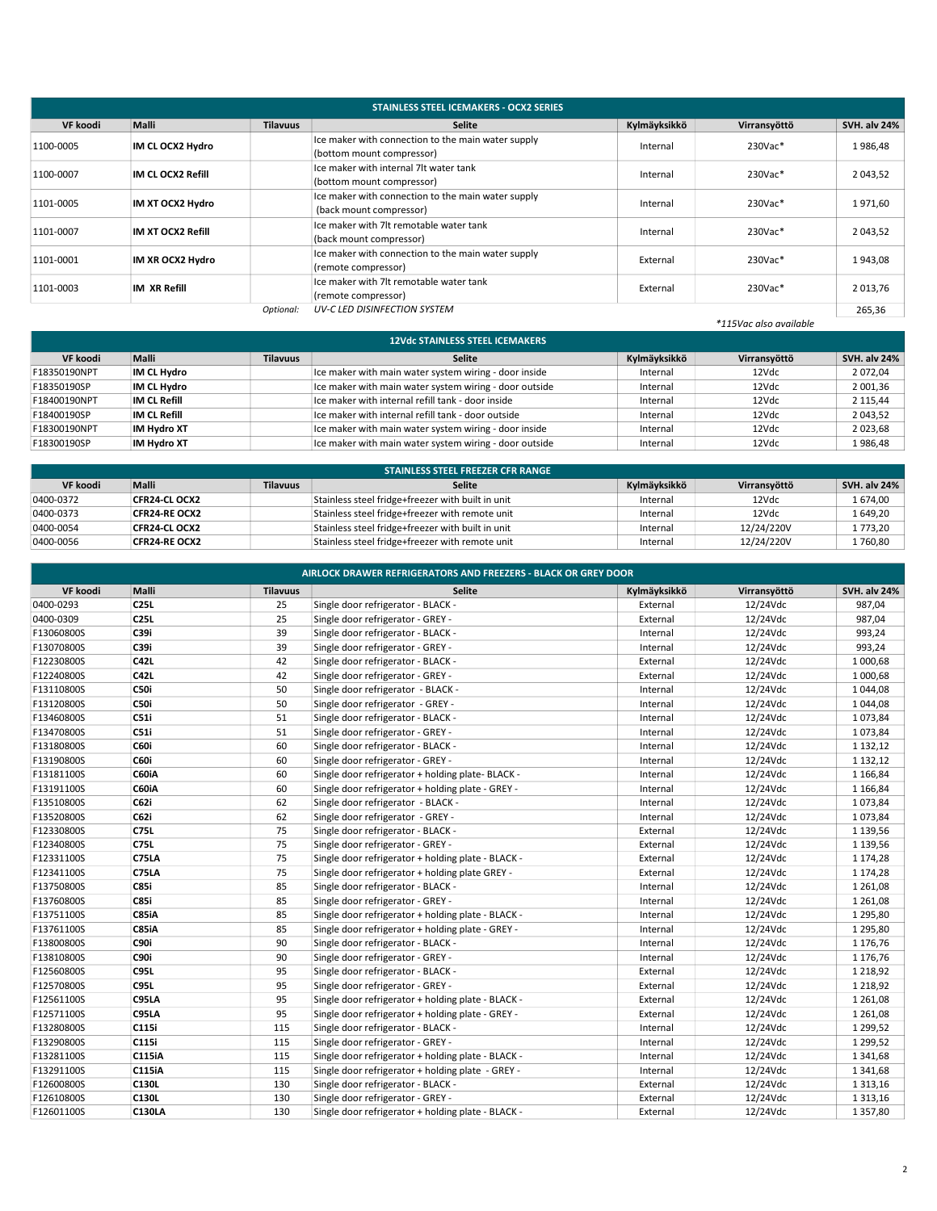| STAINLESS STEEL ICEMAKERS - OCX2 SERIES | | | | | | |
|---|---|---|---|---|---|---|
| **VF koodi** | **Malli** | **Tilavuus** | **Selite** | **Kylmäyksikkö** | **Virransyöttö** | **SVH. alv 24%** |
| 1100-0005 | **IM CL OCX2 Hydro** | | Ice maker with connection to the main water supply (bottom mount compressor) | Internal | 230Vac* | 1 986,48 |
| 1100-0007 | **IM CL OCX2 Refill** | | Ice maker with internal 7lt water tank (bottom mount compressor) | Internal | 230Vac* | 2 043,52 |
| 1101-0005 | **IM XT OCX2 Hydro** | | Ice maker with connection to the main water supply (back mount compressor) | Internal | 230Vac* | 1 971,60 |
| 1101-0007 | **IM XT OCX2 Refill** | | Ice maker with 7lt remotable water tank (back mount compressor) | Internal | 230Vac* | 2 043,52 |
| 1101-0001 | **IM XR OCX2 Hydro** | | Ice maker with connection to the main water supply (remote compressor) | External | 230Vac* | 1 943,08 |
| 1101-0003 | **IM XR Refill** | | Ice maker with 7lt remotable water tank (remote compressor) | External | 230Vac* | 2 013,76 |
| | | *Optional:* | *UV-C LED DISINFECTION SYSTEM* | | | 265,36 |

*115Vac also available

| 12Vdc STAINLESS STEEL ICEMAKERS | | | | | | |
|---|---|---|---|---|---|---|
| **VF koodi** | **Malli** | **Tilavuus** | **Selite** | **Kylmäyksikkö** | **Virransyöttö** | **SVH. alv 24%** |
| F18350190NPT | **IM CL Hydro** | | Ice maker with main water system wiring - door inside | Internal | 12Vdc | 2 072,04 |
| F18350190SP | **IM CL Hydro** | | Ice maker with main water system wiring - door outside | Internal | 12Vdc | 2 001,36 |
| F18400190NPT | **IM CL Refill** | | Ice maker with internal refill tank - door inside | Internal | 12Vdc | 2 115,44 |
| F18400190SP | **IM CL Refill** | | Ice maker with internal refill tank - door outside | Internal | 12Vdc | 2 043,52 |
| F18300190NPT | **IM Hydro XT** | | Ice maker with main water system wiring - door inside | Internal | 12Vdc | 2 023,68 |
| F18300190SP | **IM Hydro XT** | | Ice maker with main water system wiring - door outside | Internal | 12Vdc | 1 986,48 |

| STAINLESS STEEL FREEZER CFR RANGE | | | | | | |
|---|---|---|---|---|---|---|
| **VF koodi** | **Malli** | **Tilavuus** | **Selite** | **Kylmäyksikkö** | **Virransyöttö** | **SVH. alv 24%** |
| 0400-0372 | **CFR24-CL OCX2** | | Stainless steel fridge+freezer with built in unit | Internal | 12Vdc | 1 674,00 |
| 0400-0373 | **CFR24-RE OCX2** | | Stainless steel fridge+freezer with remote unit | Internal | 12Vdc | 1 649,20 |
| 0400-0054 | **CFR24-CL OCX2** | | Stainless steel fridge+freezer with built in unit | Internal | 12/24/220V | 1 773,20 |
| 0400-0056 | **CFR24-RE OCX2** | | Stainless steel fridge+freezer with remote unit | Internal | 12/24/220V | 1 760,80 |

| AIRLOCK DRAWER REFRIGERATORS AND FREEZERS - BLACK OR GREY DOOR | | | | | | |
|---|---|---|---|---|---|---|
| **VF koodi** | **Malli** | **Tilavuus** | **Selite** | **Kylmäyksikkö** | **Virransyöttö** | **SVH. alv 24%** |
| 0400-0293 | **C25L** | 25 | Single door refrigerator - BLACK - | External | 12/24Vdc | 987,04 |
| 0400-0309 | **C25L** | 25 | Single door refrigerator - GREY - | External | 12/24Vdc | 987,04 |
| F13060800S | **C39i** | 39 | Single door refrigerator - BLACK - | Internal | 12/24Vdc | 993,24 |
| F13070800S | **C39i** | 39 | Single door refrigerator - GREY - | Internal | 12/24Vdc | 993,24 |
| F12230800S | **C42L** | 42 | Single door refrigerator - BLACK - | External | 12/24Vdc | 1 000,68 |
| F12240800S | **C42L** | 42 | Single door refrigerator - GREY - | External | 12/24Vdc | 1 000,68 |
| F13110800S | **C50i** | 50 | Single door refrigerator - BLACK - | Internal | 12/24Vdc | 1 044,08 |
| F13120800S | **C50i** | 50 | Single door refrigerator - GREY - | Internal | 12/24Vdc | 1 044,08 |
| F13460800S | **C51i** | 51 | Single door refrigerator - BLACK - | Internal | 12/24Vdc | 1 073,84 |
| F13470800S | **C51i** | 51 | Single door refrigerator - GREY - | Internal | 12/24Vdc | 1 073,84 |
| F13180800S | **C60i** | 60 | Single door refrigerator - BLACK - | Internal | 12/24Vdc | 1 132,12 |
| F13190800S | **C60i** | 60 | Single door refrigerator - GREY - | Internal | 12/24Vdc | 1 132,12 |
| F13181100S | **C60iA** | 60 | Single door refrigerator + holding plate- BLACK - | Internal | 12/24Vdc | 1 166,84 |
| F13191100S | **C60iA** | 60 | Single door refrigerator + holding plate - GREY - | Internal | 12/24Vdc | 1 166,84 |
| F13510800S | **C62i** | 62 | Single door refrigerator - BLACK - | Internal | 12/24Vdc | 1 073,84 |
| F13520800S | **C62i** | 62 | Single door refrigerator - GREY - | Internal | 12/24Vdc | 1 073,84 |
| F12330800S | **C75L** | 75 | Single door refrigerator - BLACK - | External | 12/24Vdc | 1 139,56 |
| F12340800S | **C75L** | 75 | Single door refrigerator - GREY - | External | 12/24Vdc | 1 139,56 |
| F12331100S | **C75LA** | 75 | Single door refrigerator + holding plate - BLACK - | External | 12/24Vdc | 1 174,28 |
| F12341100S | **C75LA** | 75 | Single door refrigerator + holding plate GREY - | External | 12/24Vdc | 1 174,28 |
| F13750800S | **C85i** | 85 | Single door refrigerator - BLACK - | Internal | 12/24Vdc | 1 261,08 |
| F13760800S | **C85i** | 85 | Single door refrigerator - GREY - | Internal | 12/24Vdc | 1 261,08 |
| F13751100S | **C85iA** | 85 | Single door refrigerator + holding plate - BLACK - | Internal | 12/24Vdc | 1 295,80 |
| F13761100S | **C85iA** | 85 | Single door refrigerator + holding plate - GREY - | Internal | 12/24Vdc | 1 295,80 |
| F13800800S | **C90i** | 90 | Single door refrigerator - BLACK - | Internal | 12/24Vdc | 1 176,76 |
| F13810800S | **C90i** | 90 | Single door refrigerator - GREY - | Internal | 12/24Vdc | 1 176,76 |
| F12560800S | **C95L** | 95 | Single door refrigerator - BLACK - | External | 12/24Vdc | 1 218,92 |
| F12570800S | **C95L** | 95 | Single door refrigerator - GREY - | External | 12/24Vdc | 1 218,92 |
| F12561100S | **C95LA** | 95 | Single door refrigerator + holding plate - BLACK - | External | 12/24Vdc | 1 261,08 |
| F12571100S | **C95LA** | 95 | Single door refrigerator + holding plate - GREY - | External | 12/24Vdc | 1 261,08 |
| F13280800S | **C115i** | 115 | Single door refrigerator - BLACK - | Internal | 12/24Vdc | 1 299,52 |
| F13290800S | **C115i** | 115 | Single door refrigerator - GREY - | Internal | 12/24Vdc | 1 299,52 |
| F13281100S | **C115iA** | 115 | Single door refrigerator + holding plate - BLACK - | Internal | 12/24Vdc | 1 341,68 |
| F13291100S | **C115iA** | 115 | Single door refrigerator + holding plate - GREY - | Internal | 12/24Vdc | 1 341,68 |
| F12600800S | **C130L** | 130 | Single door refrigerator - BLACK - | External | 12/24Vdc | 1 313,16 |
| F12610800S | **C130L** | 130 | Single door refrigerator - GREY - | External | 12/24Vdc | 1 313,16 |
| F12601100S | **C130LA** | 130 | Single door refrigerator + holding plate - BLACK - | External | 12/24Vdc | 1 357,80 |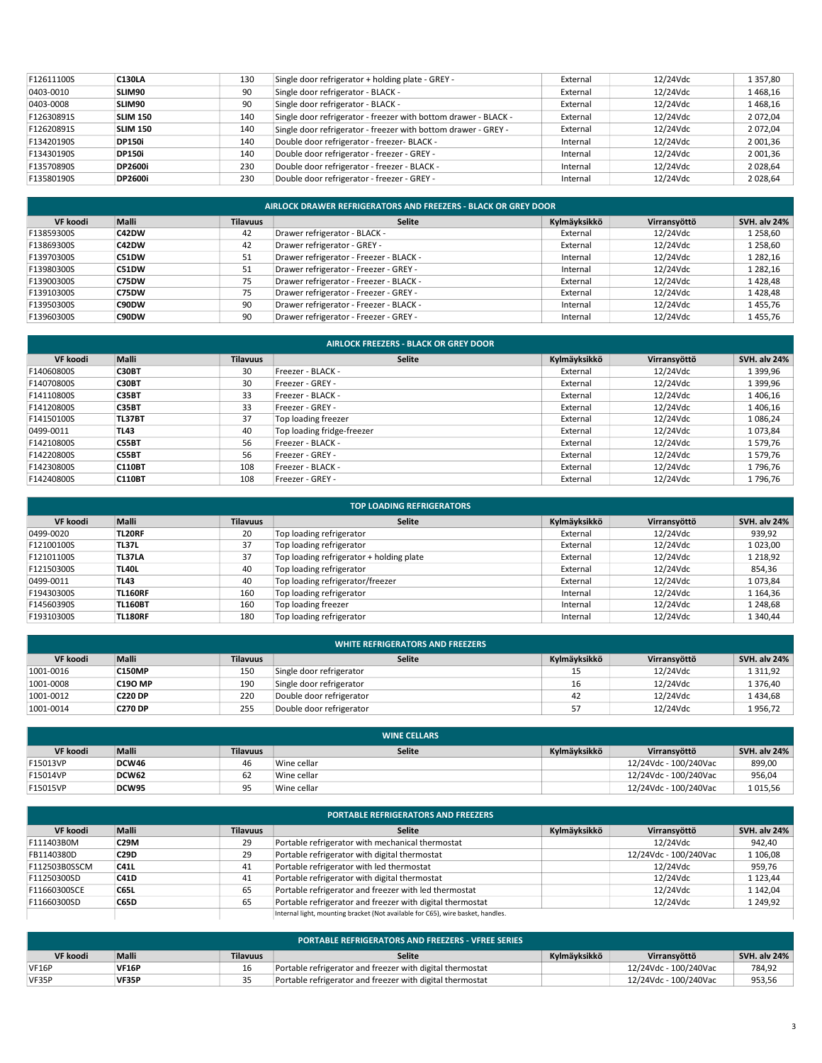| | | | | | | |
|---|---|---|---|---|---|---|
| F12611100S | **C130LA** | 130 | Single door refrigerator + holding plate - GREY - | External | 12/24Vdc | 1 357,80 |
| 0403-0010 | **SLIM90** | 90 | Single door refrigerator - BLACK - | External | 12/24Vdc | 1 468,16 |
| 0403-0008 | **SLIM90** | 90 | Single door refrigerator - BLACK - | External | 12/24Vdc | 1 468,16 |
| F12630891S | **SLIM 150** | 140 | Single door refrigerator - freezer with bottom drawer - BLACK - | External | 12/24Vdc | 2 072,04 |
| F12620891S | **SLIM 150** | 140 | Single door refrigerator - freezer with bottom drawer - GREY - | External | 12/24Vdc | 2 072,04 |
| F13420190S | **DP150i** | 140 | Double door refrigerator - freezer- BLACK - | Internal | 12/24Vdc | 2 001,36 |
| F13430190S | **DP150i** | 140 | Double door refrigerator - freezer - GREY - | Internal | 12/24Vdc | 2 001,36 |
| F13570890S | **DP2600i** | 230 | Double door refrigerator - freezer - BLACK - | Internal | 12/24Vdc | 2 028,64 |
| F13580190S | **DP2600i** | 230 | Double door refrigerator - freezer - GREY - | Internal | 12/24Vdc | 2 028,64 |

## AIRLOCK DRAWER REFRIGERATORS AND FREEZERS - BLACK OR GREY DOOR

| VF koodi | Malli | Tilavuus | Selite | Kylmäyksikkö | Virransyöttö | SVH. alv 24% |
|---|---|---|---|---|---|---|
| F13859300S | **C42DW** | 42 | Drawer refrigerator - BLACK - | External | 12/24Vdc | 1 258,60 |
| F13869300S | **C42DW** | 42 | Drawer refrigerator - GREY - | External | 12/24Vdc | 1 258,60 |
| F13970300S | **C51DW** | 51 | Drawer refrigerator - Freezer - BLACK - | Internal | 12/24Vdc | 1 282,16 |
| F13980300S | **C51DW** | 51 | Drawer refrigerator - Freezer - GREY - | Internal | 12/24Vdc | 1 282,16 |
| F13900300S | **C75DW** | 75 | Drawer refrigerator - Freezer - BLACK - | External | 12/24Vdc | 1 428,48 |
| F13910300S | **C75DW** | 75 | Drawer refrigerator - Freezer - GREY - | External | 12/24Vdc | 1 428,48 |
| F13950300S | **C90DW** | 90 | Drawer refrigerator - Freezer - BLACK - | Internal | 12/24Vdc | 1 455,76 |
| F13960300S | **C90DW** | 90 | Drawer refrigerator - Freezer - GREY - | Internal | 12/24Vdc | 1 455,76 |

## AIRLOCK FREEZERS - BLACK OR GREY DOOR

| VF koodi | Malli | Tilavuus | Selite | Kylmäyksikkö | Virransyöttö | SVH. alv 24% |
|---|---|---|---|---|---|---|
| F14060800S | **C30BT** | 30 | Freezer - BLACK - | External | 12/24Vdc | 1 399,96 |
| F14070800S | **C30BT** | 30 | Freezer - GREY - | External | 12/24Vdc | 1 399,96 |
| F14110800S | **C35BT** | 33 | Freezer - BLACK - | External | 12/24Vdc | 1 406,16 |
| F14120800S | **C35BT** | 33 | Freezer - GREY - | External | 12/24Vdc | 1 406,16 |
| F14150100S | **TL37BT** | 37 | Top loading freezer | External | 12/24Vdc | 1 086,24 |
| 0499-0011 | **TL43** | 40 | Top loading fridge-freezer | External | 12/24Vdc | 1 073,84 |
| F14210800S | **C55BT** | 56 | Freezer - BLACK - | External | 12/24Vdc | 1 579,76 |
| F14220800S | **C55BT** | 56 | Freezer - GREY - | External | 12/24Vdc | 1 579,76 |
| F14230800S | **C110BT** | 108 | Freezer - BLACK - | External | 12/24Vdc | 1 796,76 |
| F14240800S | **C110BT** | 108 | Freezer - GREY - | External | 12/24Vdc | 1 796,76 |

## TOP LOADING REFRIGERATORS

| VF koodi | Malli | Tilavuus | Selite | Kylmäyksikkö | Virransyöttö | SVH. alv 24% |
|---|---|---|---|---|---|---|
| 0499-0020 | **TL20RF** | 20 | Top loading refrigerator | External | 12/24Vdc | 939,92 |
| F12100100S | **TL37L** | 37 | Top loading refrigerator | External | 12/24Vdc | 1 023,00 |
| F12101100S | **TL37LA** | 37 | Top loading refrigerator + holding plate | External | 12/24Vdc | 1 218,92 |
| F12150300S | **TL40L** | 40 | Top loading refrigerator | External | 12/24Vdc | 854,36 |
| 0499-0011 | **TL43** | 40 | Top loading refrigerator/freezer | External | 12/24Vdc | 1 073,84 |
| F19430300S | **TL160RF** | 160 | Top loading refrigerator | Internal | 12/24Vdc | 1 164,36 |
| F14560390S | **TL160BT** | 160 | Top loading freezer | Internal | 12/24Vdc | 1 248,68 |
| F19310300S | **TL180RF** | 180 | Top loading refrigerator | Internal | 12/24Vdc | 1 340,44 |

## WHITE REFRIGERATORS AND FREEZERS

| VF koodi | Malli | Tilavuus | Selite | Kylmäyksikkö | Virransyöttö | SVH. alv 24% |
|---|---|---|---|---|---|---|
| 1001-0016 | **C150MP** | 150 | Single door refrigerator | 15 | 12/24Vdc | 1 311,92 |
| 1001-0008 | **C190 MP** | 190 | Single door refrigerator | 16 | 12/24Vdc | 1 376,40 |
| 1001-0012 | **C220 DP** | 220 | Double door refrigerator | 42 | 12/24Vdc | 1 434,68 |
| 1001-0014 | **C270 DP** | 255 | Double door refrigerator | 57 | 12/24Vdc | 1 956,72 |

## WINE CELLARS

| VF koodi | Malli | Tilavuus | Selite | Kylmäyksikkö | Virransyöttö | SVH. alv 24% |
|---|---|---|---|---|---|---|
| F15013VP | **DCW46** | 46 | Wine cellar | | 12/24Vdc - 100/240Vac | 899,00 |
| F15014VP | **DCW62** | 62 | Wine cellar | | 12/24Vdc - 100/240Vac | 956,04 |
| F15015VP | **DCW95** | 95 | Wine cellar | | 12/24Vdc - 100/240Vac | 1 015,56 |

## PORTABLE REFRIGERATORS AND FREEZERS

| VF koodi | Malli | Tilavuus | Selite | Kylmäyksikkö | Virransyöttö | SVH. alv 24% |
|---|---|---|---|---|---|---|
| F111403B0M | **C29M** | 29 | Portable refrigerator with mechanical thermostat | | 12/24Vdc | 942,40 |
| FB1140380D | **C29D** | 29 | Portable refrigerator with digital thermostat | | 12/24Vdc - 100/240Vac | 1 106,08 |
| F112503B0SSCM | **C41L** | 41 | Portable refrigerator with led thermostat | | 12/24Vdc | 959,76 |
| F11250300SD | **C41D** | 41 | Portable refrigerator with digital thermostat | | 12/24Vdc | 1 123,44 |
| F11660300SCE | **C65L** | 65 | Portable refrigerator and freezer with led thermostat | | 12/24Vdc | 1 142,04 |
| F11660300SD | **C65D** | 65 | Portable refrigerator and freezer with digital thermostat | | 12/24Vdc | 1 249,92 |
| | | | Internal light, mounting bracket (Not available for C65), wire basket, handles. | | | |

## PORTABLE REFRIGERATORS AND FREEZERS - VFREE SERIES

| VF koodi | Malli | Tilavuus | Selite | Kylmäyksikkö | Virransyöttö | SVH. alv 24% |
|---|---|---|---|---|---|---|
| VF16P | **VF16P** | 16 | Portable refrigerator and freezer with digital thermostat | | 12/24Vdc - 100/240Vac | 784,92 |
| VF35P | **VF35P** | 35 | Portable refrigerator and freezer with digital thermostat | | 12/24Vdc - 100/240Vac | 953,56 |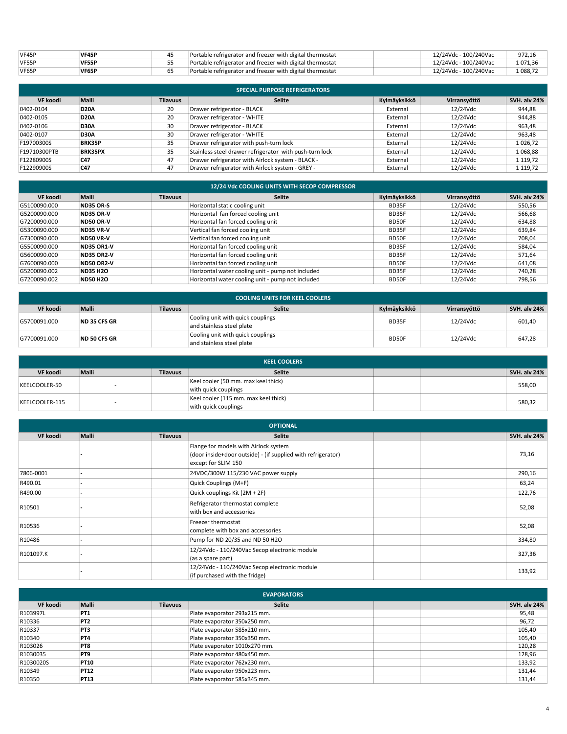| | | | | | | |
|---|---|---|---|---|---|---|
| VF45P | **VF45P** | 45 | Portable refrigerator and freezer with digital thermostat | | 12/24Vdc - 100/240Vac | 972,16 |
| VF55P | **VF55P** | 55 | Portable refrigerator and freezer with digital thermostat | | 12/24Vdc - 100/240Vac | 1 071,36 |
| VF65P | **VF65P** | 65 | Portable refrigerator and freezer with digital thermostat | | 12/24Vdc - 100/240Vac | 1 088,72 |

## SPECIAL PURPOSE REFRIGERATORS

| VF koodi | Malli | Tilavuus | Selite | Kylmäyksikkö | Virransyöttö | SVH. alv 24% |
|---|---|---|---|---|---|---|
| 0402-0104 | **D20A** | 20 | Drawer refrigerator - BLACK | External | 12/24Vdc | 944,88 |
| 0402-0105 | **D20A** | 20 | Drawer refrigerator - WHITE | External | 12/24Vdc | 944,88 |
| 0402-0106 | **D30A** | 30 | Drawer refrigerator - BLACK | External | 12/24Vdc | 963,48 |
| 0402-0107 | **D30A** | 30 | Drawer refrigerator - WHITE | External | 12/24Vdc | 963,48 |
| F19700300S | **BRK35P** | 35 | Drawer refrigerator with push-turn lock | External | 12/24Vdc | 1 026,72 |
| F19710300PTB | **BRK35PX** | 35 | Stainless steel drawer refrigerator with push-turn lock | External | 12/24Vdc | 1 068,88 |
| F12280900S | **C47** | 47 | Drawer refrigerator with Airlock system - BLACK - | External | 12/24Vdc | 1 119,72 |
| F12290900S | **C47** | 47 | Drawer refrigerator with Airlock system - GREY - | External | 12/24Vdc | 1 119,72 |

## 12/24 Vdc COOLING UNITS WITH SECOP COMPRESSOR

| VF koodi | Malli | Tilavuus | Selite | Kylmäyksikkö | Virransyöttö | SVH. alv 24% |
|---|---|---|---|---|---|---|
| G5100090.000 | **ND35 OR-S** | | Horizontal static cooling unit | BD35F | 12/24Vdc | 550,56 |
| G5200090.000 | **ND35 OR-V** | | Horizontal fan forced cooling unit | BD35F | 12/24Vdc | 566,68 |
| G7200090.000 | **ND50 OR-V** | | Horizontal fan forced cooling unit | BD50F | 12/24Vdc | 634,88 |
| G5300090.000 | **ND35 VR-V** | | Vertical fan forced cooling unit | BD35F | 12/24Vdc | 639,84 |
| G7300090.000 | **ND50 VR-V** | | Vertical fan forced cooling unit | BD50F | 12/24Vdc | 708,04 |
| G5500090.000 | **ND35 OR1-V** | | Horizontal fan forced cooling unit | BD35F | 12/24Vdc | 584,04 |
| G5600090.000 | **ND35 OR2-V** | | Horizontal fan forced cooling unit | BD35F | 12/24Vdc | 571,64 |
| G7600090.000 | **ND50 OR2-V** | | Horizontal fan forced cooling unit | BD50F | 12/24Vdc | 641,08 |
| G5200090.002 | **ND35 H2O** | | Horizontal water cooling unit - pump not included | BD35F | 12/24Vdc | 740,28 |
| G7200090.002 | **ND50 H2O** | | Horizontal water cooling unit - pump not included | BD50F | 12/24Vdc | 798,56 |

## COOLING UNITS FOR KEEL COOLERS

| VF koodi | Malli | Tilavuus | Selite | Kylmäyksikkö | Virransyöttö | SVH. alv 24% |
|---|---|---|---|---|---|---|
| G5700091.000 | **ND 35 CFS GR** | | Cooling unit with quick couplings and stainless steel plate | BD35F | 12/24Vdc | 601,40 |
| G7700091.000 | **ND 50 CFS GR** | | Cooling unit with quick couplings and stainless steel plate | BD50F | 12/24Vdc | 647,28 |

## KEEL COOLERS

| VF koodi | Malli | Tilavuus | Selite | | | SVH. alv 24% |
|---|---|---|---|---|---|---|
| KEELCOOLER-50 | - | | Keel cooler (50 mm. max keel thick) with quick couplings | | | 558,00 |
| KEELCOOLER-115 | - | | Keel cooler (115 mm. max keel thick) with quick couplings | | | 580,32 |

## OPTIONAL

| VF koodi | Malli | Tilavuus | Selite | | | SVH. alv 24% |
|---|---|---|---|---|---|---|
| | - | | Flange for models with Airlock system (door inside+door outside) - (if supplied with refrigerator) except for SLIM 150 | | | 73,16 |
| 7806-0001 | - | | 24VDC/300W 115/230 VAC power supply | | | 290,16 |
| R490.01 | - | | Quick Couplings (M+F) | | | 63,24 |
| R490.00 | - | | Quick couplings Kit (2M + 2F) | | | 122,76 |
| R10501 | - | | Refrigerator thermostat complete with box and accessories | | | 52,08 |
| R10536 | - | | Freezer thermostat complete with box and accessories | | | 52,08 |
| R10486 | - | | Pump for ND 20/35 and ND 50 H2O | | | 334,80 |
| R101097.K | - | | 12/24Vdc - 110/240Vac Secop electronic module (as a spare part) | | | 327,36 |
| | - | | 12/24Vdc - 110/240Vac Secop electronic module (if purchased with the fridge) | | | 133,92 |

## EVAPORATORS

| VF koodi | Malli | Tilavuus | Selite | | | SVH. alv 24% |
|---|---|---|---|---|---|---|
| R103997L | **PT1** | | Plate evaporator 293x215 mm. | | | 95,48 |
| R10336 | **PT2** | | Plate evaporator 350x250 mm. | | | 96,72 |
| R10337 | **PT3** | | Plate evaporator 585x210 mm. | | | 105,40 |
| R10340 | **PT4** | | Plate evaporator 350x350 mm. | | | 105,40 |
| R103026 | **PT8** | | Plate evaporator 1010x270 mm. | | | 120,28 |
| R1030035 | **PT9** | | Plate evaporator 480x450 mm. | | | 128,96 |
| R1030020S | **PT10** | | Plate evaporator 762x230 mm. | | | 133,92 |
| R10349 | **PT12** | | Plate evaporator 950x223 mm. | | | 131,44 |
| R10350 | **PT13** | | Plate evaporator 585x345 mm. | | | 131,44 |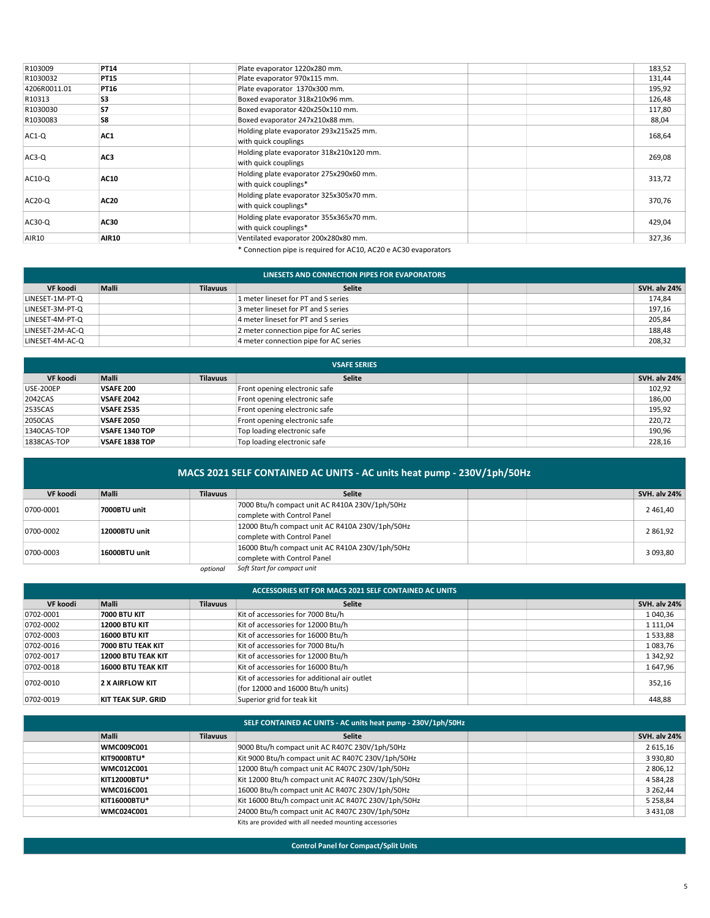| | | | | | | |
|---|---|---|---|---|---|---|
| R103009 | **PT14** | | Plate evaporator 1220x280 mm. | | | 183,52 |
| R1030032 | **PT15** | | Plate evaporator 970x115 mm. | | | 131,44 |
| 4206R0011.01 | **PT16** | | Plate evaporator 1370x300 mm. | | | 195,92 |
| R10313 | **S3** | | Boxed evaporator 318x210x96 mm. | | | 126,48 |
| R1030030 | **S7** | | Boxed evaporator 420x250x110 mm. | | | 117,80 |
| R1030083 | **S8** | | Boxed evaporator 247x210x88 mm. | | | 88,04 |
| AC1-Q | **AC1** | | Holding plate evaporator 293x215x25 mm. with quick couplings | | | 168,64 |
| AC3-Q | **AC3** | | Holding plate evaporator 318x210x120 mm. with quick couplings | | | 269,08 |
| AC10-Q | **AC10** | | Holding plate evaporator 275x290x60 mm. with quick couplings* | | | 313,72 |
| AC20-Q | **AC20** | | Holding plate evaporator 325x305x70 mm. with quick couplings* | | | 370,76 |
| AC30-Q | **AC30** | | Holding plate evaporator 355x365x70 mm. with quick couplings* | | | 429,04 |
| AIR10 | **AIR10** | | Ventilated evaporator 200x280x80 mm. | | | 327,36 |

* Connection pipe is required for AC10, AC20 e AC30 evaporators

## LINESETS AND CONNECTION PIPES FOR EVAPORATORS

| VF koodi | Malli | Tilavuus | Selite | | | SVH. alv 24% |
|---|---|---|---|---|---|---|
| LINESET-1M-PT-Q | | | 1 meter lineset for PT and S series | | | 174,84 |
| LINESET-3M-PT-Q | | | 3 meter lineset for PT and S series | | | 197,16 |
| LINESET-4M-PT-Q | | | 4 meter lineset for PT and S series | | | 205,84 |
| LINESET-2M-AC-Q | | | 2 meter connection pipe for AC series | | | 188,48 |
| LINESET-4M-AC-Q | | | 4 meter connection pipe for AC series | | | 208,32 |

## VSAFE SERIES

| VF koodi | Malli | Tilavuus | Selite | | | SVH. alv 24% |
|---|---|---|---|---|---|---|
| USE-200EP | **VSAFE 200** | | Front opening electronic safe | | | 102,92 |
| 2042CAS | **VSAFE 2042** | | Front opening electronic safe | | | 186,00 |
| 2535CAS | **VSAFE 2535** | | Front opening electronic safe | | | 195,92 |
| 2050CAS | **VSAFE 2050** | | Front opening electronic safe | | | 220,72 |
| 1340CAS-TOP | **VSAFE 1340 TOP** | | Top loading electronic safe | | | 190,96 |
| 1838CAS-TOP | **VSAFE 1838 TOP** | | Top loading electronic safe | | | 228,16 |

## MACS 2021 SELF CONTAINED AC UNITS - AC units heat pump - 230V/1ph/50Hz

| VF koodi | Malli | Tilavuus | Selite | | | SVH. alv 24% |
|---|---|---|---|---|---|---|
| 0700-0001 | **7000BTU unit** | | 7000 Btu/h compact unit AC R410A 230V/1ph/50Hz complete with Control Panel | | | 2 461,40 |
| 0700-0002 | **12000BTU unit** | | 12000 Btu/h compact unit AC R410A 230V/1ph/50Hz complete with Control Panel | | | 2 861,92 |
| 0700-0003 | **16000BTU unit** | | 16000 Btu/h compact unit AC R410A 230V/1ph/50Hz complete with Control Panel | | | 3 093,80 |
| | | *optional* | *Soft Start for compact unit* | | | |

## ACCESSORIES KIT FOR MACS 2021 SELF CONTAINED AC UNITS

| VF koodi | Malli | Tilavuus | Selite | | | SVH. alv 24% |
|---|---|---|---|---|---|---|
| 0702-0001 | **7000 BTU KIT** | | Kit of accessories for 7000 Btu/h | | | 1 040,36 |
| 0702-0002 | **12000 BTU KIT** | | Kit of accessories for 12000 Btu/h | | | 1 111,04 |
| 0702-0003 | **16000 BTU KIT** | | Kit of accessories for 16000 Btu/h | | | 1 533,88 |
| 0702-0016 | **7000 BTU TEAK KIT** | | Kit of accessories for 7000 Btu/h | | | 1 083,76 |
| 0702-0017 | **12000 BTU TEAK KIT** | | Kit of accessories for 12000 Btu/h | | | 1 342,92 |
| 0702-0018 | **16000 BTU TEAK KIT** | | Kit of accessories for 16000 Btu/h | | | 1 647,96 |
| 0702-0010 | **2 X AIRFLOW KIT** | | Kit of accessories for additional air outlet (for 12000 and 16000 Btu/h units) | | | 352,16 |
| 0702-0019 | **KIT TEAK SUP. GRID** | | Superior grid for teak kit | | | 448,88 |

## SELF CONTAINED AC UNITS - AC units heat pump - 230V/1ph/50Hz

| | Malli | Tilavuus | Selite | | | SVH. alv 24% |
|---|---|---|---|---|---|---|
| | **WMC009C001** | | 9000 Btu/h compact unit AC R407C 230V/1ph/50Hz | | | 2 615,16 |
| | **KIT9000BTU*** | | Kit 9000 Btu/h compact unit AC R407C 230V/1ph/50Hz | | | 3 930,80 |
| | **WMC012C001** | | 12000 Btu/h compact unit AC R407C 230V/1ph/50Hz | | | 2 806,12 |
| | **KIT12000BTU*** | | Kit 12000 Btu/h compact unit AC R407C 230V/1ph/50Hz | | | 4 584,28 |
| | **WMC016C001** | | 16000 Btu/h compact unit AC R407C 230V/1ph/50Hz | | | 3 262,44 |
| | **KIT16000BTU*** | | Kit 16000 Btu/h compact unit AC R407C 230V/1ph/50Hz | | | 5 258,84 |
| | **WMC024C001** | | 24000 Btu/h compact unit AC R407C 230V/1ph/50Hz | | | 3 431,08 |

Kits are provided with all needed mounting accessories

## Control Panel for Compact/Split Units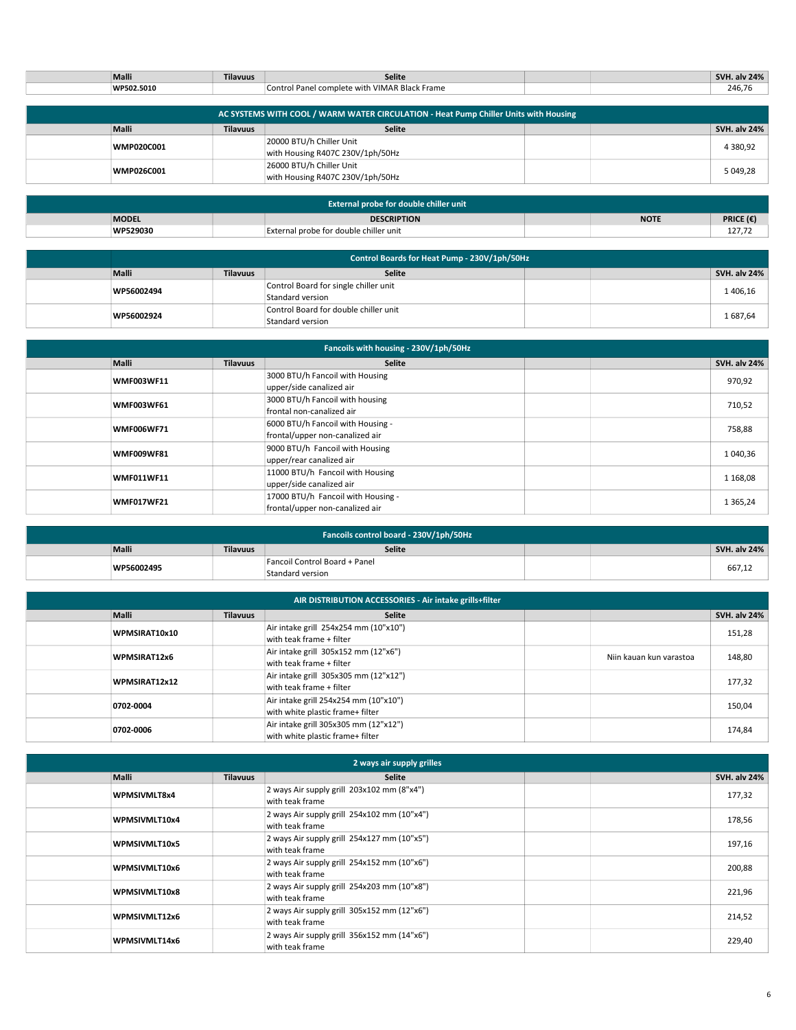| | Malli | Tilavuus | Selite | | | SVH. alv 24% |
|---|---|---|---|---|---|---|
| | WP502.5010 | | Control Panel complete with VIMAR Black Frame | | | 246,76 |

| AC SYSTEMS WITH COOL / WARM WATER CIRCULATION - Heat Pump Chiller Units with Housing | | | | | | |
|---|---|---|---|---|---|---|
| | Malli | Tilavuus | Selite | | | SVH. alv 24% |
| | WMP020C001 | | 20000 BTU/h Chiller Unit with Housing R407C 230V/1ph/50Hz | | | 4 380,92 |
| | WMP026C001 | | 26000 BTU/h Chiller Unit with Housing R407C 230V/1ph/50Hz | | | 5 049,28 |

| External probe for double chiller unit | | | | | | |
|---|---|---|---|---|---|---|
| | MODEL | | DESCRIPTION | | NOTE | PRICE (€) |
| | WP529030 | | External probe for double chiller unit | | | 127,72 |

| Control Boards for Heat Pump - 230V/1ph/50Hz | | | | | | |
|---|---|---|---|---|---|---|
| | Malli | Tilavuus | Selite | | | SVH. alv 24% |
| | WP56002494 | | Control Board for single chiller unit Standard version | | | 1 406,16 |
| | WP56002924 | | Control Board for double chiller unit Standard version | | | 1 687,64 |

| Fancoils with housing - 230V/1ph/50Hz | | | | | | |
|---|---|---|---|---|---|---|
| | Malli | Tilavuus | Selite | | | SVH. alv 24% |
| | WMF003WF11 | | 3000 BTU/h Fancoil with Housing upper/side canalized air | | | 970,92 |
| | WMF003WF61 | | 3000 BTU/h Fancoil with housing frontal non-canalized air | | | 710,52 |
| | WMF006WF71 | | 6000 BTU/h Fancoil with Housing - frontal/upper non-canalized air | | | 758,88 |
| | WMF009WF81 | | 9000 BTU/h Fancoil with Housing upper/rear canalized air | | | 1 040,36 |
| | WMF011WF11 | | 11000 BTU/h Fancoil with Housing upper/side canalized air | | | 1 168,08 |
| | WMF017WF21 | | 17000 BTU/h Fancoil with Housing - frontal/upper non-canalized air | | | 1 365,24 |

| Fancoils control board - 230V/1ph/50Hz | | | | | | |
|---|---|---|---|---|---|---|
| | Malli | Tilavuus | Selite | | | SVH. alv 24% |
| | WP56002495 | | Fancoil Control Board + Panel Standard version | | | 667,12 |

| AIR DISTRIBUTION ACCESSORIES - Air intake grills+filter | | | | | | |
|---|---|---|---|---|---|---|
| | Malli | Tilavuus | Selite | | | SVH. alv 24% |
| | WPMSIRAT10x10 | | Air intake grill 254x254 mm (10"x10") with teak frame + filter | | | 151,28 |
| | WPMSIRAT12x6 | | Air intake grill 305x152 mm (12"x6") with teak frame + filter | | Niin kauan kun varastoa | 148,80 |
| | WPMSIRAT12x12 | | Air intake grill 305x305 mm (12"x12") with teak frame + filter | | | 177,32 |
| | 0702-0004 | | Air intake grill 254x254 mm (10"x10") with white plastic frame+ filter | | | 150,04 |
| | 0702-0006 | | Air intake grill 305x305 mm (12"x12") with white plastic frame+ filter | | | 174,84 |

| 2 ways air supply grilles | | | | | | |
|---|---|---|---|---|---|---|
| | Malli | Tilavuus | Selite | | | SVH. alv 24% |
| | WPMSIVMLT8x4 | | 2 ways Air supply grill 203x102 mm (8"x4") with teak frame | | | 177,32 |
| | WPMSIVMLT10x4 | | 2 ways Air supply grill 254x102 mm (10"x4") with teak frame | | | 178,56 |
| | WPMSIVMLT10x5 | | 2 ways Air supply grill 254x127 mm (10"x5") with teak frame | | | 197,16 |
| | WPMSIVMLT10x6 | | 2 ways Air supply grill 254x152 mm (10"x6") with teak frame | | | 200,88 |
| | WPMSIVMLT10x8 | | 2 ways Air supply grill 254x203 mm (10"x8") with teak frame | | | 221,96 |
| | WPMSIVMLT12x6 | | 2 ways Air supply grill 305x152 mm (12"x6") with teak frame | | | 214,52 |
| | WPMSIVMLT14x6 | | 2 ways Air supply grill 356x152 mm (14"x6") with teak frame | | | 229,40 |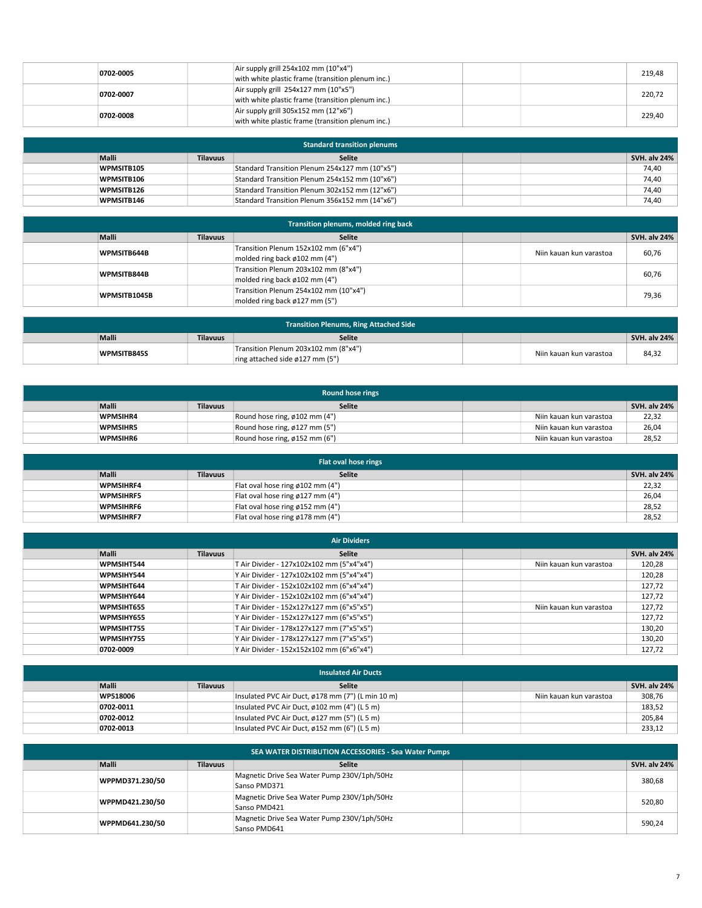| | Malli | Tilavuus | Selite | | | SVH. alv 24% |
|---|---|---|---|---|---|---|
| | 0702-0005 | | Air supply grill 254x102 mm (10"x4")<br>with white plastic frame (transition plenum inc.) | | | 219,48 |
| | 0702-0007 | | Air supply grill 254x127 mm (10"x5")<br>with white plastic frame (transition plenum inc.) | | | 220,72 |
| | 0702-0008 | | Air supply grill 305x152 mm (12"x6")<br>with white plastic frame (transition plenum inc.) | | | 229,40 |

**Standard transition plenums**

| | Malli | Tilavuus | Selite | | | SVH. alv 24% |
|---|---|---|---|---|---|---|
| | WPMSITB105 | | Standard Transition Plenum 254x127 mm (10"x5") | | | 74,40 |
| | WPMSITB106 | | Standard Transition Plenum 254x152 mm (10"x6") | | | 74,40 |
| | WPMSITB126 | | Standard Transition Plenum 302x152 mm (12"x6") | | | 74,40 |
| | WPMSITB146 | | Standard Transition Plenum 356x152 mm (14"x6") | | | 74,40 |

**Transition plenums, molded ring back**

| | Malli | Tilavuus | Selite | | | SVH. alv 24% |
|---|---|---|---|---|---|---|
| | WPMSITB644B | | Transition Plenum 152x102 mm (6"x4")<br>molded ring back ø102 mm (4") | | Niin kauan kun varastoa | 60,76 |
| | WPMSITB844B | | Transition Plenum 203x102 mm (8"x4")<br>molded ring back ø102 mm (4") | | | 60,76 |
| | WPMSITB1045B | | Transition Plenum 254x102 mm (10"x4")<br>molded ring back ø127 mm (5") | | | 79,36 |

**Transition Plenums, Ring Attached Side**

| | Malli | Tilavuus | Selite | | | SVH. alv 24% |
|---|---|---|---|---|---|---|
| | WPMSITB845S | | Transition Plenum 203x102 mm (8"x4")<br>ring attached side ø127 mm (5") | | Niin kauan kun varastoa | 84,32 |

**Round hose rings**

| | Malli | Tilavuus | Selite | | | SVH. alv 24% |
|---|---|---|---|---|---|---|
| | WPMSIHR4 | | Round hose ring, ø102 mm (4") | | Niin kauan kun varastoa | 22,32 |
| | WPMSIHR5 | | Round hose ring, ø127 mm (5") | | Niin kauan kun varastoa | 26,04 |
| | WPMSIHR6 | | Round hose ring, ø152 mm (6") | | Niin kauan kun varastoa | 28,52 |

**Flat oval hose rings**

| | Malli | Tilavuus | Selite | | | SVH. alv 24% |
|---|---|---|---|---|---|---|
| | WPMSIHRF4 | | Flat oval hose ring ø102 mm (4") | | | 22,32 |
| | WPMSIHRF5 | | Flat oval hose ring ø127 mm (4") | | | 26,04 |
| | WPMSIHRF6 | | Flat oval hose ring ø152 mm (4") | | | 28,52 |
| | WPMSIHRF7 | | Flat oval hose ring ø178 mm (4") | | | 28,52 |

**Air Dividers**

| | Malli | Tilavuus | Selite | | | SVH. alv 24% |
|---|---|---|---|---|---|---|
| | WPMSIHT544 | | T Air Divider - 127x102x102 mm (5"x4"x4") | | Niin kauan kun varastoa | 120,28 |
| | WPMSIHY544 | | Y Air Divider - 127x102x102 mm (5"x4"x4") | | | 120,28 |
| | WPMSIHT644 | | T Air Divider - 152x102x102 mm (6"x4"x4") | | | 127,72 |
| | WPMSIHY644 | | Y Air Divider - 152x102x102 mm (6"x4"x4") | | | 127,72 |
| | WPMSIHT655 | | T Air Divider - 152x127x127 mm (6"x5"x5") | | Niin kauan kun varastoa | 127,72 |
| | WPMSIHY655 | | Y Air Divider - 152x127x127 mm (6"x5"x5") | | | 127,72 |
| | WPMSIHT755 | | T Air Divider - 178x127x127 mm (7"x5"x5") | | | 130,20 |
| | WPMSIHY755 | | Y Air Divider - 178x127x127 mm (7"x5"x5") | | | 130,20 |
| | 0702-0009 | | Y Air Divider - 152x152x102 mm (6"x6"x4") | | | 127,72 |

**Insulated Air Ducts**

| | Malli | Tilavuus | Selite | | | SVH. alv 24% |
|---|---|---|---|---|---|---|
| | WP518006 | | Insulated PVC Air Duct, ø178 mm (7") (L min 10 m) | | Niin kauan kun varastoa | 308,76 |
| | 0702-0011 | | Insulated PVC Air Duct, ø102 mm (4") (L 5 m) | | | 183,52 |
| | 0702-0012 | | Insulated PVC Air Duct, ø127 mm (5") (L 5 m) | | | 205,84 |
| | 0702-0013 | | Insulated PVC Air Duct, ø152 mm (6") (L 5 m) | | | 233,12 |

**SEA WATER DISTRIBUTION ACCESSORIES - Sea Water Pumps**

| | Malli | Tilavuus | Selite | | | SVH. alv 24% |
|---|---|---|---|---|---|---|
| | WPPMD371.230/50 | | Magnetic Drive Sea Water Pump 230V/1ph/50Hz<br>Sanso PMD371 | | | 380,68 |
| | WPPMD421.230/50 | | Magnetic Drive Sea Water Pump 230V/1ph/50Hz<br>Sanso PMD421 | | | 520,80 |
| | WPPMD641.230/50 | | Magnetic Drive Sea Water Pump 230V/1ph/50Hz<br>Sanso PMD641 | | | 590,24 |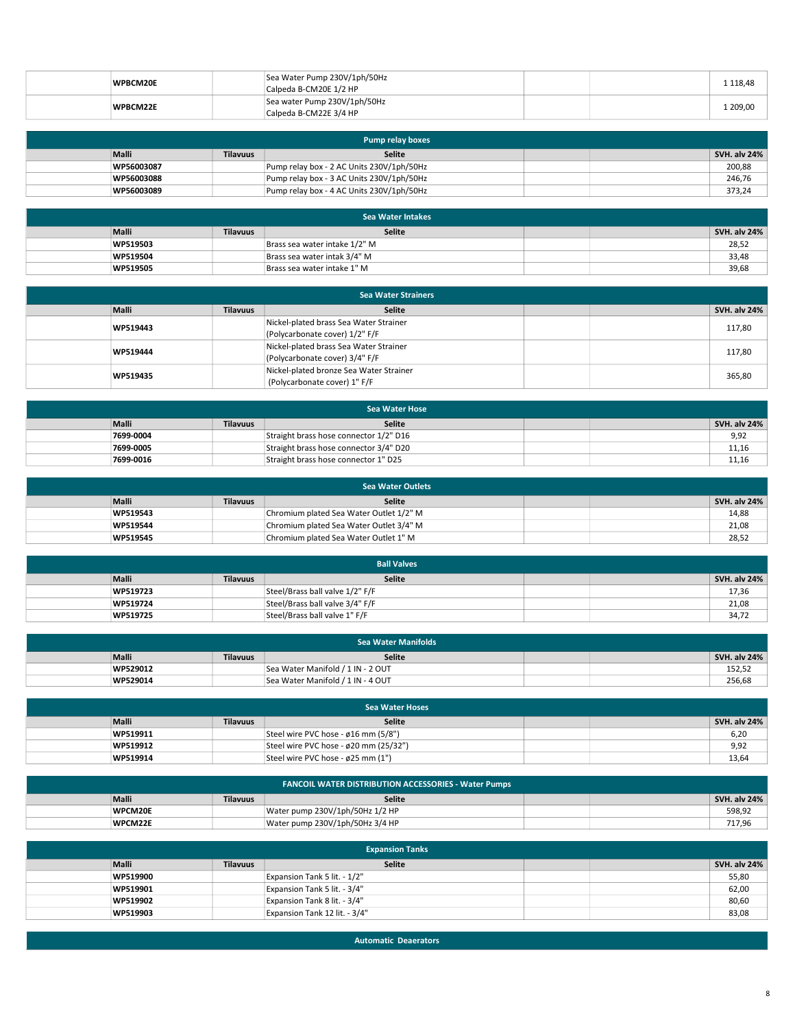| | Malli | Tilavuus | Selite | | | SVH. alv 24% |
|---|---|---|---|---|---|---|
| | WPBCM20E | | Sea Water Pump 230V/1ph/50Hz Calpeda B-CM20E 1/2 HP | | | 1 118,48 |
| | WPBCM22E | | Sea water Pump 230V/1ph/50Hz Calpeda B-CM22E 3/4 HP | | | 1 209,00 |

## Pump relay boxes

| | Malli | Tilavuus | Selite | | | SVH. alv 24% |
|---|---|---|---|---|---|---|
| | WP56003087 | | Pump relay box - 2 AC Units 230V/1ph/50Hz | | | 200,88 |
| | WP56003088 | | Pump relay box - 3 AC Units 230V/1ph/50Hz | | | 246,76 |
| | WP56003089 | | Pump relay box - 4 AC Units 230V/1ph/50Hz | | | 373,24 |

## Sea Water Intakes

| | Malli | Tilavuus | Selite | | | SVH. alv 24% |
|---|---|---|---|---|---|---|
| | WP519503 | | Brass sea water intake 1/2" M | | | 28,52 |
| | WP519504 | | Brass sea water intak 3/4" M | | | 33,48 |
| | WP519505 | | Brass sea water intake 1" M | | | 39,68 |

## Sea Water Strainers

| | Malli | Tilavuus | Selite | | | SVH. alv 24% |
|---|---|---|---|---|---|---|
| | WP519443 | | Nickel-plated brass Sea Water Strainer (Polycarbonate cover) 1/2" F/F | | | 117,80 |
| | WP519444 | | Nickel-plated brass Sea Water Strainer (Polycarbonate cover) 3/4" F/F | | | 117,80 |
| | WP519435 | | Nickel-plated bronze Sea Water Strainer (Polycarbonate cover) 1" F/F | | | 365,80 |

## Sea Water Hose

| | Malli | Tilavuus | Selite | | | SVH. alv 24% |
|---|---|---|---|---|---|---|
| | 7699-0004 | | Straight brass hose connector 1/2" D16 | | | 9,92 |
| | 7699-0005 | | Straight brass hose connector 3/4" D20 | | | 11,16 |
| | 7699-0016 | | Straight brass hose connector 1" D25 | | | 11,16 |

## Sea Water Outlets

| | Malli | Tilavuus | Selite | | | SVH. alv 24% |
|---|---|---|---|---|---|---|
| | WP519543 | | Chromium plated Sea Water Outlet 1/2" M | | | 14,88 |
| | WP519544 | | Chromium plated Sea Water Outlet 3/4" M | | | 21,08 |
| | WP519545 | | Chromium plated Sea Water Outlet 1" M | | | 28,52 |

## Ball Valves

| | Malli | Tilavuus | Selite | | | SVH. alv 24% |
|---|---|---|---|---|---|---|
| | WP519723 | | Steel/Brass ball valve 1/2" F/F | | | 17,36 |
| | WP519724 | | Steel/Brass ball valve 3/4" F/F | | | 21,08 |
| | WP519725 | | Steel/Brass ball valve 1" F/F | | | 34,72 |

## Sea Water Manifolds

| | Malli | Tilavuus | Selite | | | SVH. alv 24% |
|---|---|---|---|---|---|---|
| | WP529012 | | Sea Water Manifold / 1 IN - 2 OUT | | | 152,52 |
| | WP529014 | | Sea Water Manifold / 1 IN - 4 OUT | | | 256,68 |

## Sea Water Hoses

| | Malli | Tilavuus | Selite | | | SVH. alv 24% |
|---|---|---|---|---|---|---|
| | WP519911 | | Steel wire PVC hose - ø16 mm (5/8") | | | 6,20 |
| | WP519912 | | Steel wire PVC hose - ø20 mm (25/32") | | | 9,92 |
| | WP519914 | | Steel wire PVC hose - ø25 mm (1") | | | 13,64 |

## FANCOIL WATER DISTRIBUTION ACCESSORIES - Water Pumps

| | Malli | Tilavuus | Selite | | | SVH. alv 24% |
|---|---|---|---|---|---|---|
| | WPCM20E | | Water pump 230V/1ph/50Hz 1/2 HP | | | 598,92 |
| | WPCM22E | | Water pump 230V/1ph/50Hz 3/4 HP | | | 717,96 |

## Expansion Tanks

| | Malli | Tilavuus | Selite | | | SVH. alv 24% |
|---|---|---|---|---|---|---|
| | WP519900 | | Expansion Tank 5 lit. - 1/2" | | | 55,80 |
| | WP519901 | | Expansion Tank 5 lit. - 3/4" | | | 62,00 |
| | WP519902 | | Expansion Tank 8 lit. - 3/4" | | | 80,60 |
| | WP519903 | | Expansion Tank 12 lit. - 3/4" | | | 83,08 |

## Automatic Deaerators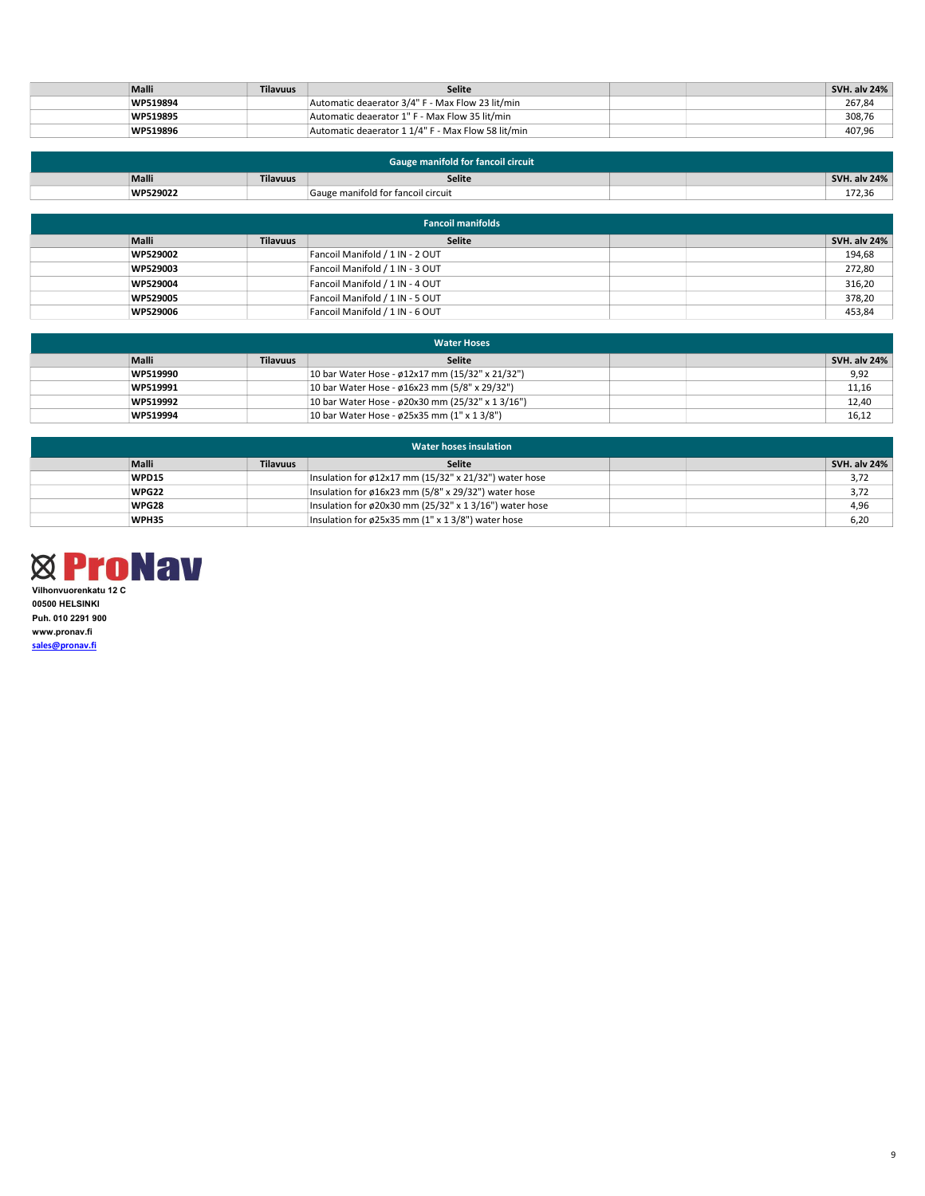| | Malli | Tilavuus | Selite | | | SVH. alv 24% |
|---|---|---|---|---|---|---|
| | WP519894 | | Automatic deaerator 3/4" F - Max Flow 23 lit/min | | | 267,84 |
| | WP519895 | | Automatic deaerator 1" F - Max Flow 35 lit/min | | | 308,76 |
| | WP519896 | | Automatic deaerator 1 1/4" F - Max Flow 58 lit/min | | | 407,96 |

**Gauge manifold for fancoil circuit**

| | Malli | Tilavuus | Selite | | | SVH. alv 24% |
|---|---|---|---|---|---|---|
| | WP529022 | | Gauge manifold for fancoil circuit | | | 172,36 |

**Fancoil manifolds**

| | Malli | Tilavuus | Selite | | | SVH. alv 24% |
|---|---|---|---|---|---|---|
| | WP529002 | | Fancoil Manifold / 1 IN - 2 OUT | | | 194,68 |
| | WP529003 | | Fancoil Manifold / 1 IN - 3 OUT | | | 272,80 |
| | WP529004 | | Fancoil Manifold / 1 IN - 4 OUT | | | 316,20 |
| | WP529005 | | Fancoil Manifold / 1 IN - 5 OUT | | | 378,20 |
| | WP529006 | | Fancoil Manifold / 1 IN - 6 OUT | | | 453,84 |

**Water Hoses**

| | Malli | Tilavuus | Selite | | | SVH. alv 24% |
|---|---|---|---|---|---|---|
| | WP519990 | | 10 bar Water Hose - ø12x17 mm (15/32" x 21/32") | | | 9,92 |
| | WP519991 | | 10 bar Water Hose - ø16x23 mm (5/8" x 29/32") | | | 11,16 |
| | WP519992 | | 10 bar Water Hose - ø20x30 mm (25/32" x 1 3/16") | | | 12,40 |
| | WP519994 | | 10 bar Water Hose - ø25x35 mm (1" x 1 3/8") | | | 16,12 |

**Water hoses insulation**

| | Malli | Tilavuus | Selite | | | SVH. alv 24% |
|---|---|---|---|---|---|---|
| | WPD15 | | Insulation for ø12x17 mm (15/32" x 21/32") water hose | | | 3,72 |
| | WPG22 | | Insulation for ø16x23 mm (5/8" x 29/32") water hose | | | 3,72 |
| | WPG28 | | Insulation for ø20x30 mm (25/32" x 1 3/16") water hose | | | 4,96 |
| | WPH35 | | Insulation for ø25x35 mm (1" x 1 3/8") water hose | | | 6,20 |

**ProNav**

Vilhonvuorenkatu 12 C
00500 HELSINKI
Puh. 010 2291 900
www.pronav.fi
sales@pronav.fi